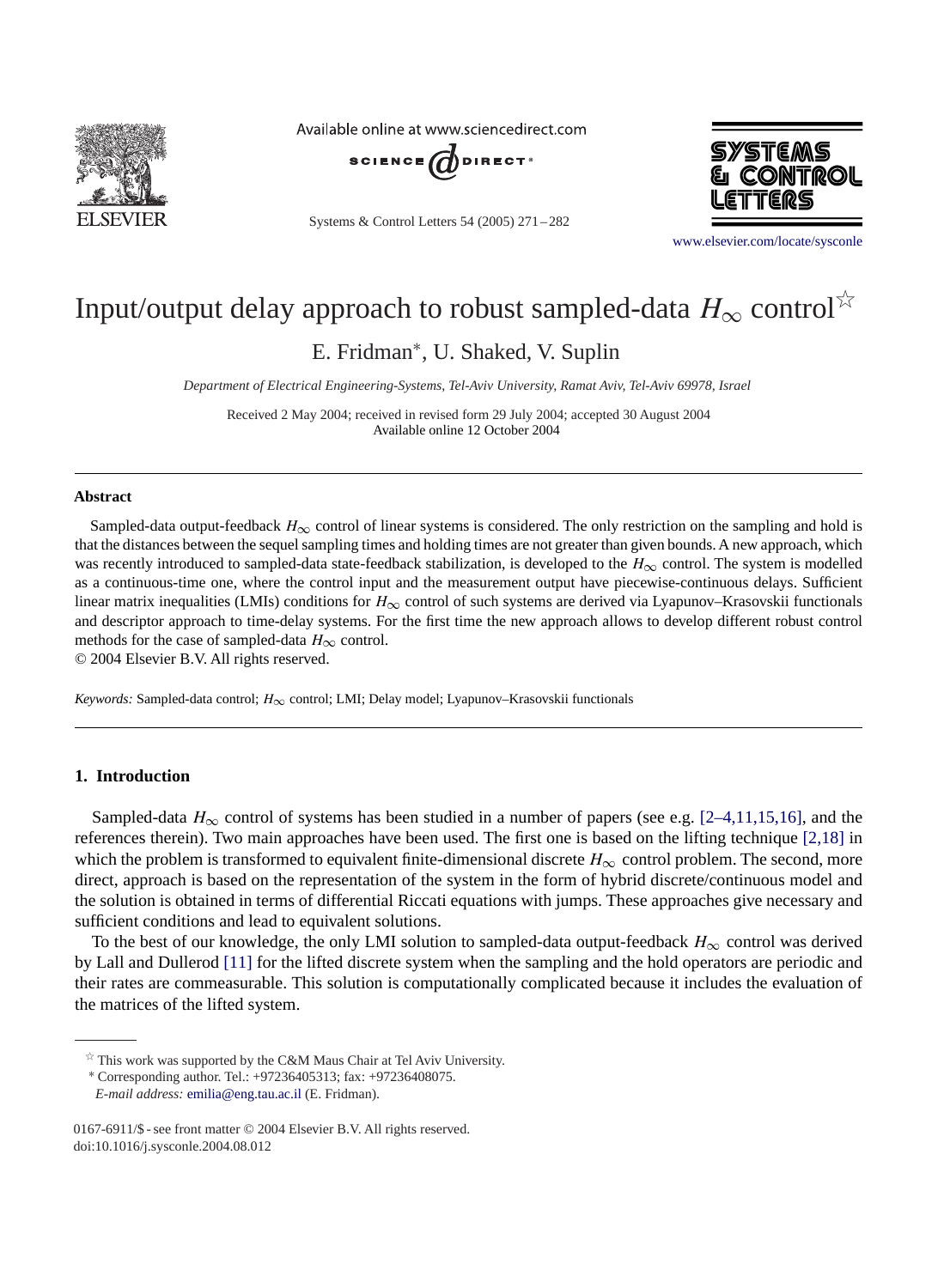# Input/output delay approach to robust sampled-data $H_\infty$ control☆

E. Fridman*, U. Shaked, V. Suplin

*Department of Electrical Engineering-Systems, Tel-Aviv University, Ramat Aviv, Tel-Aviv 69978, Israel*

Received 2 May 2004; received in revised form 29 July 2004; accepted 30 August 2004
Available online 12 October 2004

## Abstract

Sampled-data output-feedback $H_\infty$ control of linear systems is considered. The only restriction on the sampling and hold is that the distances between the sequel sampling times and holding times are not greater than given bounds. A new approach, which was recently introduced to sampled-data state-feedback stabilization, is developed to the $H_\infty$ control. The system is modelled as a continuous-time one, where the control input and the measurement output have piecewise-continuous delays. Sufficient linear matrix inequalities (LMIs) conditions for $H_\infty$ control of such systems are derived via Lyapunov–Krasovskii functionals and descriptor approach to time-delay systems. For the first time the new approach allows to develop different robust control methods for the case of sampled-data $H_\infty$ control.
© 2004 Elsevier B.V. All rights reserved.

*Keywords:* Sampled-data control; $H_\infty$ control; LMI; Delay model; Lyapunov–Krasovskii functionals

## 1. Introduction

Sampled-data $H_\infty$ control of systems has been studied in a number of papers (see e.g. [2–4,11,15,16], and the references therein). Two main approaches have been used. The first one is based on the lifting technique [2,18] in which the problem is transformed to equivalent finite-dimensional discrete $H_\infty$ control problem. The second, more direct, approach is based on the representation of the system in the form of hybrid discrete/continuous model and the solution is obtained in terms of differential Riccati equations with jumps. These approaches give necessary and sufficient conditions and lead to equivalent solutions.

To the best of our knowledge, the only LMI solution to sampled-data output-feedback $H_\infty$ control was derived by Lall and Dullerod [11] for the lifted discrete system when the sampling and the hold operators are periodic and their rates are commeasurable. This solution is computationally complicated because it includes the evaluation of the matrices of the lifted system.

☆ This work was supported by the C&M Maus Chair at Tel Aviv University.
* Corresponding author. Tel.: +97236405313; fax: +97236408075.
*E-mail address:* emilia@eng.tau.ac.il (E. Fridman).

0167-6911/$ - see front matter © 2004 Elsevier B.V. All rights reserved.
doi:10.1016/j.sysconle.2004.08.012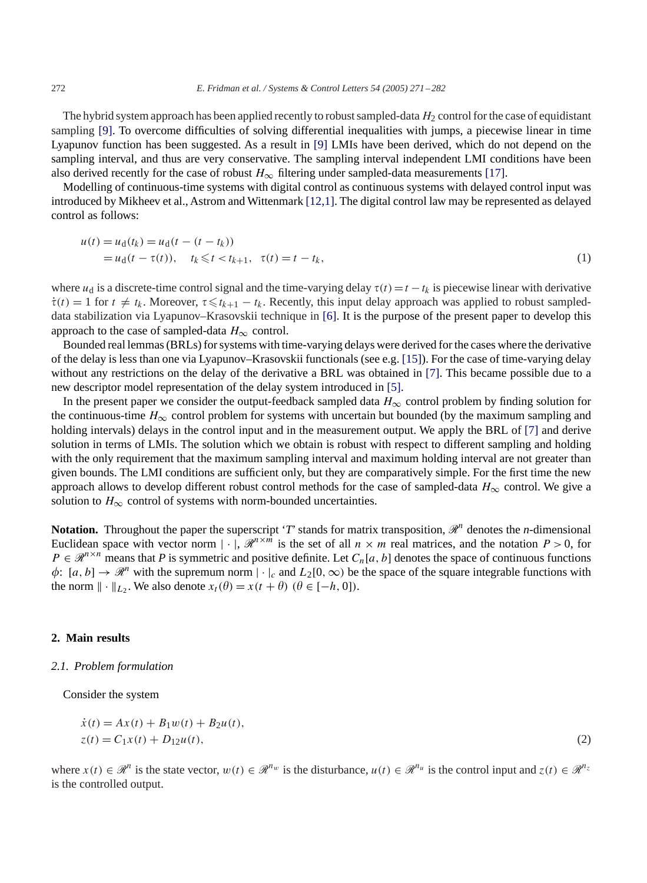The hybrid system approach has been applied recently to robust sampled-data $H_2$ control for the case of equidistant sampling [9]. To overcome difficulties of solving differential inequalities with jumps, a piecewise linear in time Lyapunov function has been suggested. As a result in [9] LMIs have been derived, which do not depend on the sampling interval, and thus are very conservative. The sampling interval independent LMI conditions have been also derived recently for the case of robust $H_\infty$ filtering under sampled-data measurements [17].

Modelling of continuous-time systems with digital control as continuous systems with delayed control input was introduced by Mikheev et al., Astrom and Wittenmark [12,1]. The digital control law may be represented as delayed control as follows:

$$
\begin{aligned}
u(t) &= u_{\mathrm{d}}(t_k) = u_{\mathrm{d}}(t - (t - t_k)) \\
&= u_{\mathrm{d}}(t - \tau(t)), \quad t_k \leqslant t < t_{k+1}, \quad \tau(t) = t - t_k,
\end{aligned}
\tag{1}
$$

where $u_{\mathrm{d}}$ is a discrete-time control signal and the time-varying delay $\tau(t) = t - t_k$ is piecewise linear with derivative $\dot{\tau}(t) = 1$ for $t \neq t_k$. Moreover, $\tau \leqslant t_{k+1} - t_k$. Recently, this input delay approach was applied to robust sampled-data stabilization via Lyapunov–Krasovskii technique in [6]. It is the purpose of the present paper to develop this approach to the case of sampled-data $H_\infty$ control.

Bounded real lemmas (BRLs) for systems with time-varying delays were derived for the cases where the derivative of the delay is less than one via Lyapunov–Krasovskii functionals (see e.g. [15]). For the case of time-varying delay without any restrictions on the delay of the derivative a BRL was obtained in [7]. This became possible due to a new descriptor model representation of the delay system introduced in [5].

In the present paper we consider the output-feedback sampled data $H_\infty$ control problem by finding solution for the continuous-time $H_\infty$ control problem for systems with uncertain but bounded (by the maximum sampling and holding intervals) delays in the control input and in the measurement output. We apply the BRL of [7] and derive solution in terms of LMIs. The solution which we obtain is robust with respect to different sampling and holding with the only requirement that the maximum sampling interval and maximum holding interval are not greater than given bounds. The LMI conditions are sufficient only, but they are comparatively simple. For the first time the new approach allows to develop different robust control methods for the case of sampled-data $H_\infty$ control. We give a solution to $H_\infty$ control of systems with norm-bounded uncertainties.

**Notation.** Throughout the paper the superscript '$T$' stands for matrix transposition, $\mathscr{R}^n$ denotes the $n$-dimensional Euclidean space with vector norm $|\cdot|$, $\mathscr{R}^{n\times m}$ is the set of all $n \times m$ real matrices, and the notation $P > 0$, for $P \in \mathscr{R}^{n\times n}$ means that $P$ is symmetric and positive definite. Let $C_n[a, b]$ denotes the space of continuous functions $\phi$: $[a, b] \to \mathscr{R}^n$ with the supremum norm $|\cdot|_c$ and $L_2[0, \infty)$ be the space of the square integrable functions with the norm $\|\cdot\|_{L_2}$. We also denote $x_t(\theta) = x(t+\theta)$ $(\theta \in [-h, 0])$.

## 2. Main results

### *2.1. Problem formulation*

Consider the system

$$
\begin{aligned}
\dot{x}(t) &= Ax(t) + B_1 w(t) + B_2 u(t), \\
z(t) &= C_1 x(t) + D_{12} u(t),
\end{aligned}
\tag{2}
$$

where $x(t) \in \mathscr{R}^n$ is the state vector, $w(t) \in \mathscr{R}^{n_w}$ is the disturbance, $u(t) \in \mathscr{R}^{n_u}$ is the control input and $z(t) \in \mathscr{R}^{n_z}$ is the controlled output.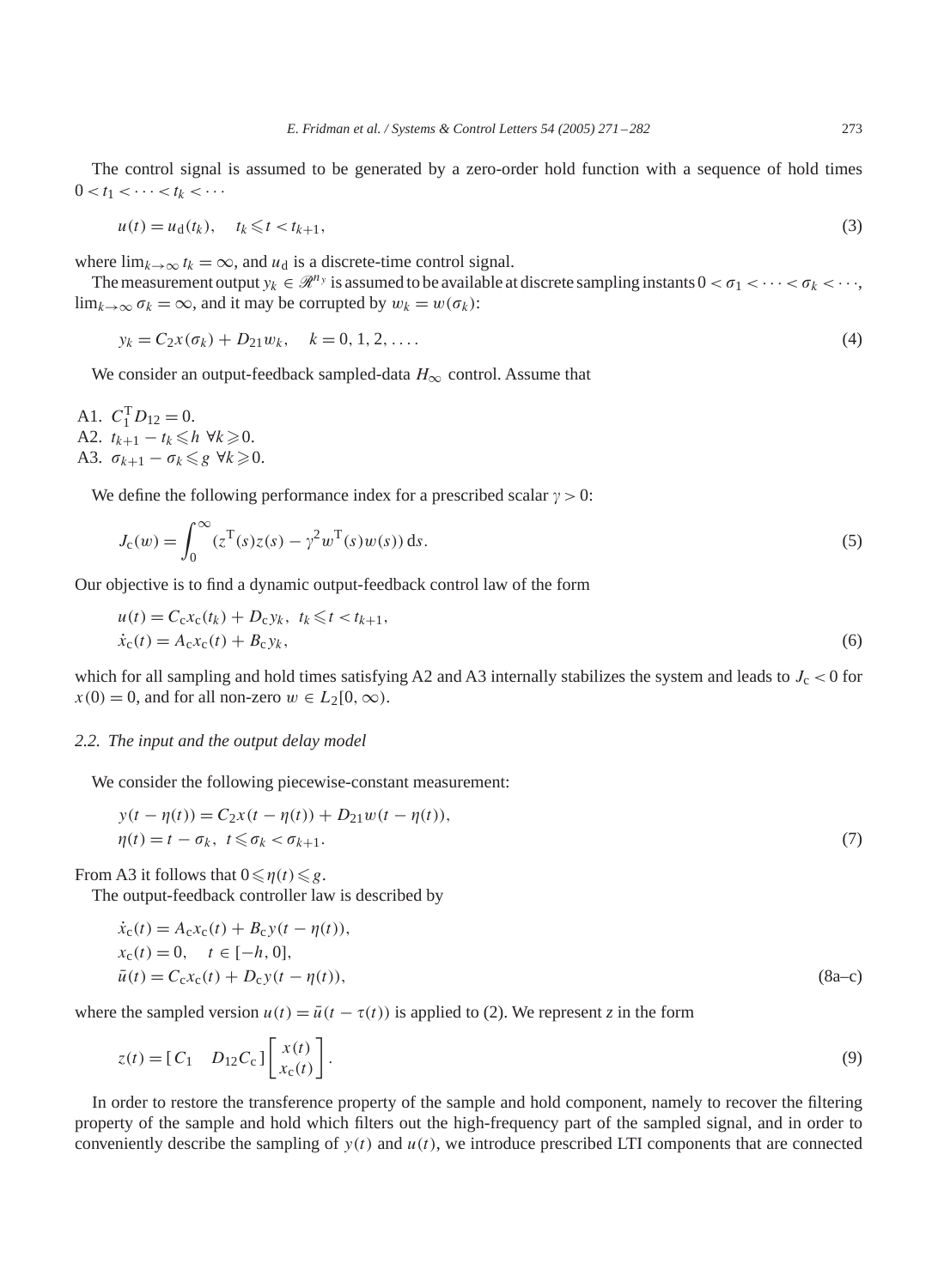The control signal is assumed to be generated by a zero-order hold function with a sequence of hold times $0 < t_1 < \cdots < t_k < \cdots$

$$u(t) = u_{\mathrm{d}}(t_k), \quad t_k \leqslant t < t_{k+1}, \tag{3}$$

where $\lim_{k\to\infty} t_k = \infty$, and $u_{\mathrm{d}}$ is a discrete-time control signal.

The measurement output $y_k \in \mathscr{R}^{n_y}$ is assumed to be available at discrete sampling instants $0 < \sigma_1 < \cdots < \sigma_k < \cdots$, $\lim_{k\to\infty} \sigma_k = \infty$, and it may be corrupted by $w_k = w(\sigma_k)$:

$$y_k = C_2 x(\sigma_k) + D_{21} w_k, \quad k = 0, 1, 2, \ldots. \tag{4}$$

We consider an output-feedback sampled-data $H_\infty$ control. Assume that

A1. $C_1^{\mathrm{T}} D_{12} = 0$.
A2. $t_{k+1} - t_k \leqslant h \ \forall k \geqslant 0$.
A3. $\sigma_{k+1} - \sigma_k \leqslant g \ \forall k \geqslant 0$.

We define the following performance index for a prescribed scalar $\gamma > 0$:

$$J_{\mathrm{c}}(w) = \int_0^\infty (z^{\mathrm{T}}(s) z(s) - \gamma^2 w^{\mathrm{T}}(s) w(s))\, \mathrm{d}s. \tag{5}$$

Our objective is to find a dynamic output-feedback control law of the form

$$\begin{aligned} &u(t) = C_{\mathrm{c}} x_{\mathrm{c}}(t_k) + D_{\mathrm{c}} y_k, \ \ t_k \leqslant t < t_{k+1}, \\ &\dot{x}_{\mathrm{c}}(t) = A_{\mathrm{c}} x_{\mathrm{c}}(t) + B_{\mathrm{c}} y_k, \end{aligned} \tag{6}$$

which for all sampling and hold times satisfying A2 and A3 internally stabilizes the system and leads to $J_{\mathrm{c}} < 0$ for $x(0) = 0$, and for all non-zero $w \in L_2[0, \infty)$.

### *2.2. The input and the output delay model*

We consider the following piecewise-constant measurement:

$$\begin{aligned} &y(t - \eta(t)) = C_2 x(t - \eta(t)) + D_{21} w(t - \eta(t)), \\ &\eta(t) = t - \sigma_k, \ \ t \leqslant \sigma_k < \sigma_{k+1}. \end{aligned} \tag{7}$$

From A3 it follows that $0 \leqslant \eta(t) \leqslant g$.

The output-feedback controller law is described by

$$\begin{aligned} &\dot{x}_{\mathrm{c}}(t) = A_{\mathrm{c}} x_{\mathrm{c}}(t) + B_{\mathrm{c}} y(t - \eta(t)), \\ &x_{\mathrm{c}}(t) = 0, \quad t \in [-h, 0], \\ &\bar{u}(t) = C_{\mathrm{c}} x_{\mathrm{c}}(t) + D_{\mathrm{c}} y(t - \eta(t)), \end{aligned} \tag{8a–c}$$

where the sampled version $u(t) = \bar{u}(t - \tau(t))$ is applied to (2). We represent $z$ in the form

$$z(t) = [\, C_1 \quad D_{12} C_{\mathrm{c}} \,] \begin{bmatrix} x(t) \\ x_{\mathrm{c}}(t) \end{bmatrix}. \tag{9}$$

In order to restore the transference property of the sample and hold component, namely to recover the filtering property of the sample and hold which filters out the high-frequency part of the sampled signal, and in order to conveniently describe the sampling of $y(t)$ and $u(t)$, we introduce prescribed LTI components that are connected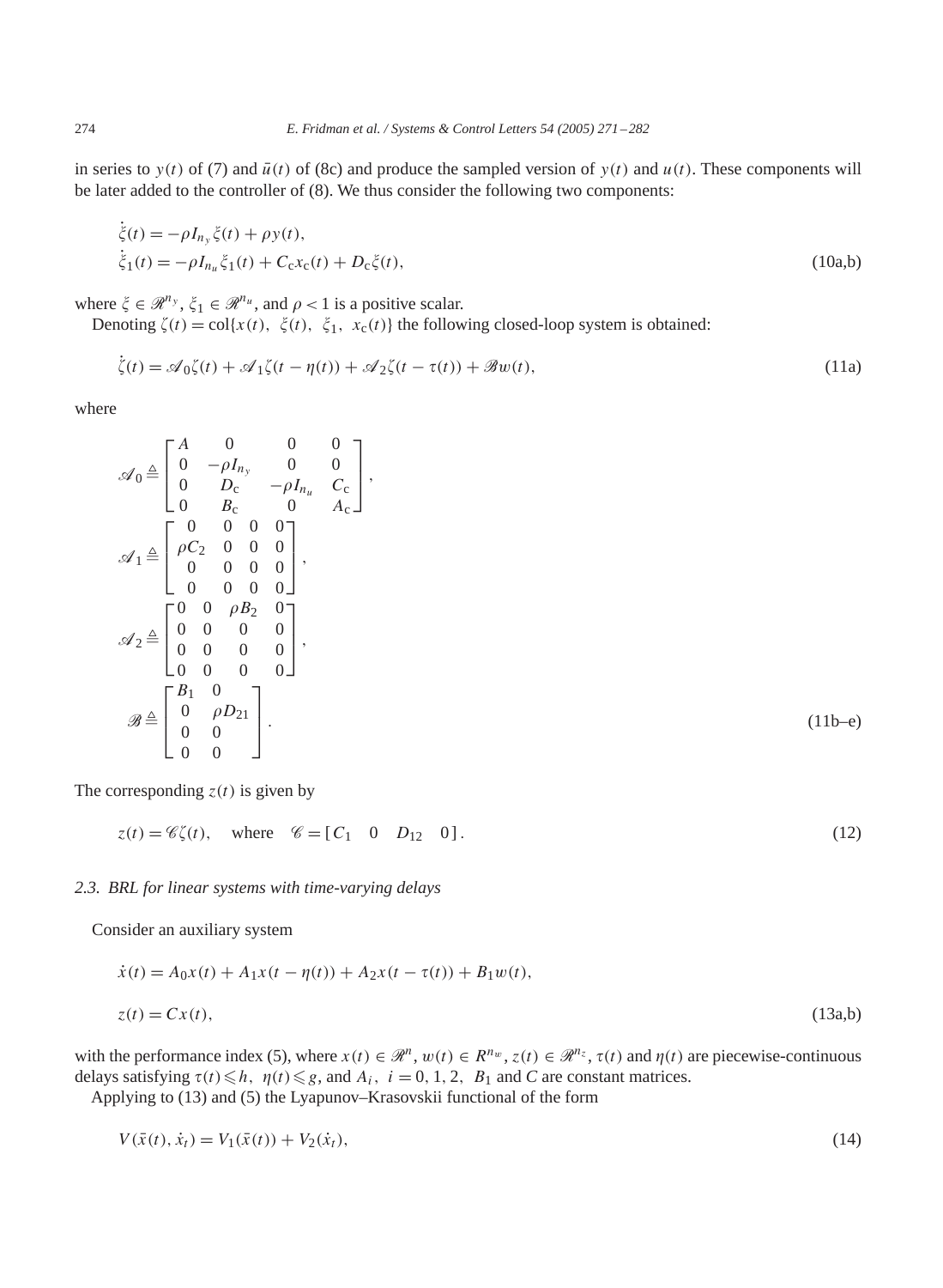in series to $y(t)$ of (7) and $\bar{u}(t)$ of (8c) and produce the sampled version of $y(t)$ and $u(t)$. These components will be later added to the controller of (8). We thus consider the following two components:

$$
\begin{aligned}
\dot{\xi}(t) &= -\rho I_{n_y}\xi(t) + \rho y(t),\\
\dot{\xi}_1(t) &= -\rho I_{n_u}\xi_1(t) + C_c x_c(t) + D_c \xi(t),
\end{aligned}
\tag{10a,b}
$$

where $\xi \in \mathscr{R}^{n_y}$, $\xi_1 \in \mathscr{R}^{n_u}$, and $\rho < 1$ is a positive scalar.

Denoting $\zeta(t) = \mathrm{col}\{x(t),\ \xi(t),\ \xi_1,\ x_c(t)\}$ the following closed-loop system is obtained:

$$
\dot{\zeta}(t) = \mathscr{A}_0\zeta(t) + \mathscr{A}_1\zeta(t-\eta(t)) + \mathscr{A}_2\zeta(t-\tau(t)) + \mathscr{B}w(t), \tag{11a}
$$

where

$$
\begin{aligned}
\mathscr{A}_0 &\triangleq \begin{bmatrix} A & 0 & 0 & 0 \\ 0 & -\rho I_{n_y} & 0 & 0 \\ 0 & D_c & -\rho I_{n_u} & C_c \\ 0 & B_c & 0 & A_c \end{bmatrix},\\
\mathscr{A}_1 &\triangleq \begin{bmatrix} 0 & 0 & 0 & 0 \\ \rho C_2 & 0 & 0 & 0 \\ 0 & 0 & 0 & 0 \\ 0 & 0 & 0 & 0 \end{bmatrix},\\
\mathscr{A}_2 &\triangleq \begin{bmatrix} 0 & 0 & \rho B_2 & 0 \\ 0 & 0 & 0 & 0 \\ 0 & 0 & 0 & 0 \\ 0 & 0 & 0 & 0 \end{bmatrix},\\
\mathscr{B} &\triangleq \begin{bmatrix} B_1 & 0 \\ 0 & \rho D_{21} \\ 0 & 0 \\ 0 & 0 \end{bmatrix}.
\end{aligned}
\tag{11b–e}
$$

The corresponding $z(t)$ is given by

$$
z(t) = \mathscr{C}\zeta(t), \quad \text{where} \quad \mathscr{C} = [\,C_1 \quad 0 \quad D_{12} \quad 0\,]. \tag{12}
$$

### 2.3. BRL for linear systems with time-varying delays

Consider an auxiliary system

$$
\begin{aligned}
\dot{x}(t) &= A_0 x(t) + A_1 x(t-\eta(t)) + A_2 x(t-\tau(t)) + B_1 w(t),\\
z(t) &= Cx(t),
\end{aligned}
\tag{13a,b}
$$

with the performance index (5), where $x(t) \in \mathscr{R}^n$, $w(t) \in R^{n_w}$, $z(t) \in \mathscr{R}^{n_z}$, $\tau(t)$ and $\eta(t)$ are piecewise-continuous delays satisfying $\tau(t) \leqslant h$, $\eta(t) \leqslant g$, and $A_i,\ i = 0, 1, 2,\ B_1$ and $C$ are constant matrices.

Applying to (13) and (5) the Lyapunov–Krasovskii functional of the form

$$
V(\bar{x}(t), \dot{x}_t) = V_1(\bar{x}(t)) + V_2(\dot{x}_t), \tag{14}
$$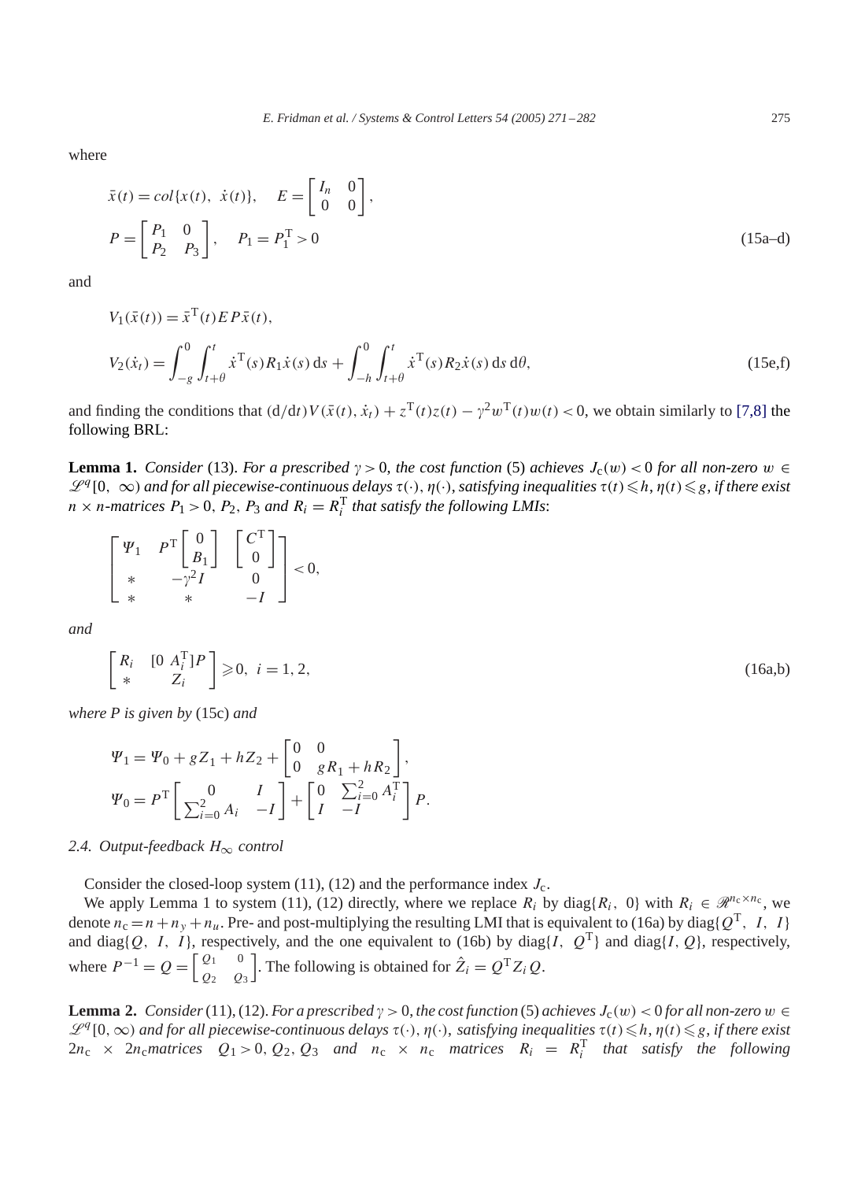where

$$
\bar{x}(t) = col\{x(t),\ \dot{x}(t)\}, \quad E = \begin{bmatrix} I_n & 0 \\ 0 & 0 \end{bmatrix},
$$

$$
P = \begin{bmatrix} P_1 & 0 \\ P_2 & P_3 \end{bmatrix}, \quad P_1 = P_1^{\mathrm{T}} > 0 \tag{15a–d}
$$

and

$$
V_1(\bar{x}(t)) = \bar{x}^{\mathrm{T}}(t) E P \bar{x}(t),
$$

$$
V_2(\dot{x}_t) = \int_{-g}^{0} \int_{t+\theta}^{t} \dot{x}^{\mathrm{T}}(s) R_1 \dot{x}(s)\, \mathrm{d}s + \int_{-h}^{0} \int_{t+\theta}^{t} \dot{x}^{\mathrm{T}}(s) R_2 \dot{x}(s)\, \mathrm{d}s\, \mathrm{d}\theta, \tag{15e,f}
$$

and finding the conditions that $(\mathrm{d}/\mathrm{d}t) V(\bar{x}(t), \dot{x}_t) + z^{\mathrm{T}}(t) z(t) - \gamma^2 w^{\mathrm{T}}(t) w(t) < 0$, we obtain similarly to [7,8] the following BRL:

**Lemma 1.** *Consider* (13). *For a prescribed* $\gamma > 0$, *the cost function* (5) *achieves* $J_{\mathrm{c}}(w) < 0$ *for all non-zero* $w \in \mathscr{L}^q[0,\ \infty)$ *and for all piecewise-continuous delays* $\tau(\cdot), \eta(\cdot)$, *satisfying inequalities* $\tau(t) \leqslant h, \eta(t) \leqslant g$, *if there exist* $n \times n$*-matrices* $P_1 > 0$, $P_2$, $P_3$ *and* $R_i = R_i^{\mathrm{T}}$ *that satisfy the following LMIs*:

$$
\begin{bmatrix} \Psi_1 & P^{\mathrm{T}} \begin{bmatrix} 0 \\ B_1 \end{bmatrix} & \begin{bmatrix} C^{\mathrm{T}} \\ 0 \end{bmatrix} \\ * & -\gamma^2 I & 0 \\ * & * & -I \end{bmatrix} < 0,
$$

*and*

$$
\begin{bmatrix} R_i & [0\ A_i^{\mathrm{T}}] P \\ * & Z_i \end{bmatrix} \geqslant 0, \ i = 1, 2, \tag{16a,b}
$$

*where P is given by* (15c) *and*

$$
\Psi_1 = \Psi_0 + g Z_1 + h Z_2 + \begin{bmatrix} 0 & 0 \\ 0 & g R_1 + h R_2 \end{bmatrix},
$$

$$
\Psi_0 = P^{\mathrm{T}} \begin{bmatrix} 0 & I \\ \sum_{i=0}^{2} A_i & -I \end{bmatrix} + \begin{bmatrix} 0 & \sum_{i=0}^{2} A_i^{\mathrm{T}} \\ I & -I \end{bmatrix} P.
$$

### 2.4. Output-feedback $H_\infty$ control

Consider the closed-loop system (11), (12) and the performance index $J_{\mathrm{c}}$.

We apply Lemma 1 to system (11), (12) directly, where we replace $R_i$ by $\mathrm{diag}\{R_i,\ 0\}$ with $R_i \in \mathscr{R}^{n_{\mathrm{c}} \times n_{\mathrm{c}}}$, we denote $n_{\mathrm{c}} = n + n_y + n_u$. Pre- and post-multiplying the resulting LMI that is equivalent to (16a) by $\mathrm{diag}\{Q^{\mathrm{T}},\ I,\ I\}$ and $\mathrm{diag}\{Q,\ I,\ I\}$, respectively, and the one equivalent to (16b) by $\mathrm{diag}\{I,\ Q^{\mathrm{T}}\}$ and $\mathrm{diag}\{I, Q\}$, respectively, where $P^{-1} = Q = \begin{bmatrix} Q_1 & 0 \\ Q_2 & Q_3 \end{bmatrix}$. The following is obtained for $\hat{Z}_i = Q^{\mathrm{T}} Z_i Q$.

**Lemma 2.** *Consider* (11), (12). *For a prescribed* $\gamma > 0$, *the cost function* (5) *achieves* $J_{\mathrm{c}}(w) < 0$ *for all non-zero* $w \in \mathscr{L}^q[0, \infty)$ *and for all piecewise-continuous delays* $\tau(\cdot), \eta(\cdot)$, *satisfying inequalities* $\tau(t) \leqslant h, \eta(t) \leqslant g$, *if there exist* $2n_{\mathrm{c}} \times 2n_{\mathrm{c}}$*matrices* $Q_1 > 0, Q_2, Q_3$ *and* $n_{\mathrm{c}} \times n_{\mathrm{c}}$ *matrices* $R_i = R_i^{\mathrm{T}}$ *that satisfy the following*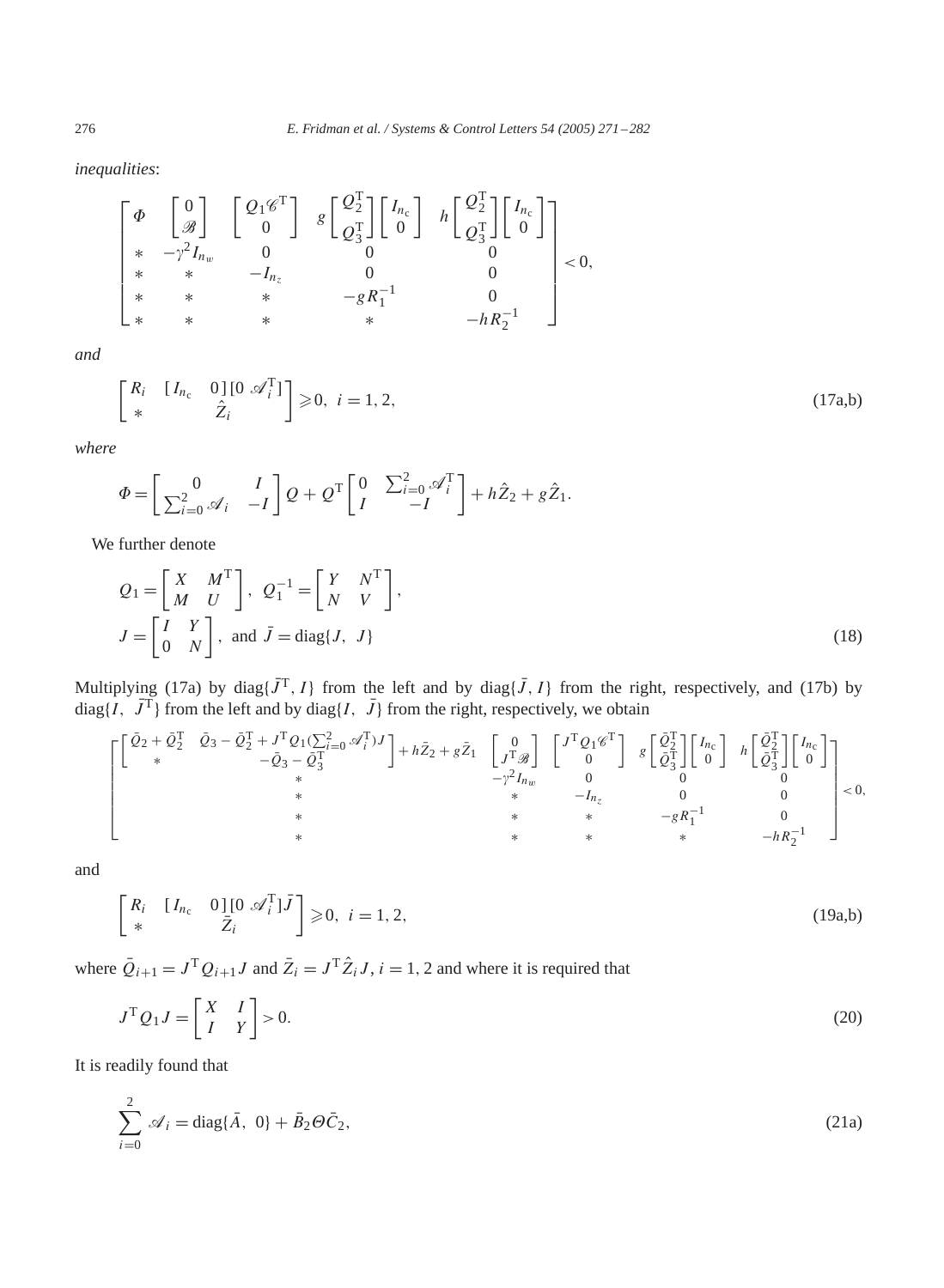*inequalities*:

$$
\begin{bmatrix}
\Phi & \begin{bmatrix} 0 \\ \mathscr{B} \end{bmatrix} & \begin{bmatrix} Q_1 \mathscr{C}^{\mathrm{T}} \\ 0 \end{bmatrix} & g \begin{bmatrix} Q_2^{\mathrm{T}} \\ Q_3^{\mathrm{T}} \end{bmatrix} \begin{bmatrix} I_{n_c} \\ 0 \end{bmatrix} & h \begin{bmatrix} Q_2^{\mathrm{T}} \\ Q_3^{\mathrm{T}} \end{bmatrix} \begin{bmatrix} I_{n_c} \\ 0 \end{bmatrix} \\
* & -\gamma^2 I_{n_w} & 0 & 0 & 0 \\
* & * & -I_{n_z} & 0 & 0 \\
* & * & * & -g R_1^{-1} & 0 \\
* & * & * & * & -h R_2^{-1}
\end{bmatrix} < 0,
$$

*and*

$$
\begin{bmatrix} R_i & [I_{n_c} \quad 0][0 \ \mathscr{A}_i^{\mathrm{T}}] \\ * & \hat{Z}_i \end{bmatrix} \geqslant 0, \ i = 1, 2, \tag{17a,b}
$$

*where*

$$
\Phi = \begin{bmatrix} 0 & I \\ \sum_{i=0}^{2} \mathscr{A}_i & -I \end{bmatrix} Q + Q^{\mathrm{T}} \begin{bmatrix} 0 & \sum_{i=0}^{2} \mathscr{A}_i^{\mathrm{T}} \\ I & -I \end{bmatrix} + h \hat{Z}_2 + g \hat{Z}_1.
$$

We further denote

$$
Q_1 = \begin{bmatrix} X & M^{\mathrm{T}} \\ M & U \end{bmatrix}, \ Q_1^{-1} = \begin{bmatrix} Y & N^{\mathrm{T}} \\ N & V \end{bmatrix},
$$
$$
J = \begin{bmatrix} I & Y \\ 0 & N \end{bmatrix}, \ \text{and } \bar{J} = \mathrm{diag}\{J, \ J\} \tag{18}
$$

Multiplying (17a) by $\mathrm{diag}\{\bar{J}^{\mathrm{T}}, I\}$ from the left and by $\mathrm{diag}\{\bar{J}, I\}$ from the right, respectively, and (17b) by $\mathrm{diag}\{I, \ \bar{J}^{\mathrm{T}}\}$ from the left and by $\mathrm{diag}\{I, \ \bar{J}\}$ from the right, respectively, we obtain

$$
\begin{bmatrix}
\begin{bmatrix} \bar{Q}_2 + \bar{Q}_2^{\mathrm{T}} & \bar{Q}_3 - \bar{Q}_2^{\mathrm{T}} + J^{\mathrm{T}} Q_1 (\sum_{i=0}^{2} \mathscr{A}_i^{\mathrm{T}}) J \\ * & -\bar{Q}_3 - \bar{Q}_3^{\mathrm{T}} \end{bmatrix} + h\bar{Z}_2 + g\bar{Z}_1 & \begin{bmatrix} 0 \\ J^{\mathrm{T}} \mathscr{B} \end{bmatrix} & \begin{bmatrix} J^{\mathrm{T}} Q_1 \mathscr{C}^{\mathrm{T}} \\ 0 \end{bmatrix} & g \begin{bmatrix} \bar{Q}_2^{\mathrm{T}} \\ \bar{Q}_3^{\mathrm{T}} \end{bmatrix} \begin{bmatrix} I_{n_c} \\ 0 \end{bmatrix} & h \begin{bmatrix} \bar{Q}_2^{\mathrm{T}} \\ \bar{Q}_3^{\mathrm{T}} \end{bmatrix} \begin{bmatrix} I_{n_c} \\ 0 \end{bmatrix} \\
* & -\gamma^2 I_{n_w} & 0 & 0 & 0 \\
* & * & -I_{n_z} & 0 & 0 \\
* & * & * & -g R_1^{-1} & 0 \\
* & * & * & * & -h R_2^{-1}
\end{bmatrix} < 0,
$$

and

$$
\begin{bmatrix} R_i & [I_{n_c} \quad 0][0 \ \mathscr{A}_i^{\mathrm{T}}]\bar{J} \\ * & \bar{Z}_i \end{bmatrix} \geqslant 0, \ i = 1, 2, \tag{19a,b}
$$

where $\bar{Q}_{i+1} = J^{\mathrm{T}} Q_{i+1} J$ and $\bar{Z}_i = J^{\mathrm{T}} \hat{Z}_i J$, $i = 1, 2$ and where it is required that

$$
J^{\mathrm{T}} Q_1 J = \begin{bmatrix} X & I \\ I & Y \end{bmatrix} > 0. \tag{20}
$$

It is readily found that

$$
\sum_{i=0}^{2} \mathscr{A}_i = \mathrm{diag}\{\bar{A}, \ 0\} + \bar{B}_2 \Theta \bar{C}_2, \tag{21a}
$$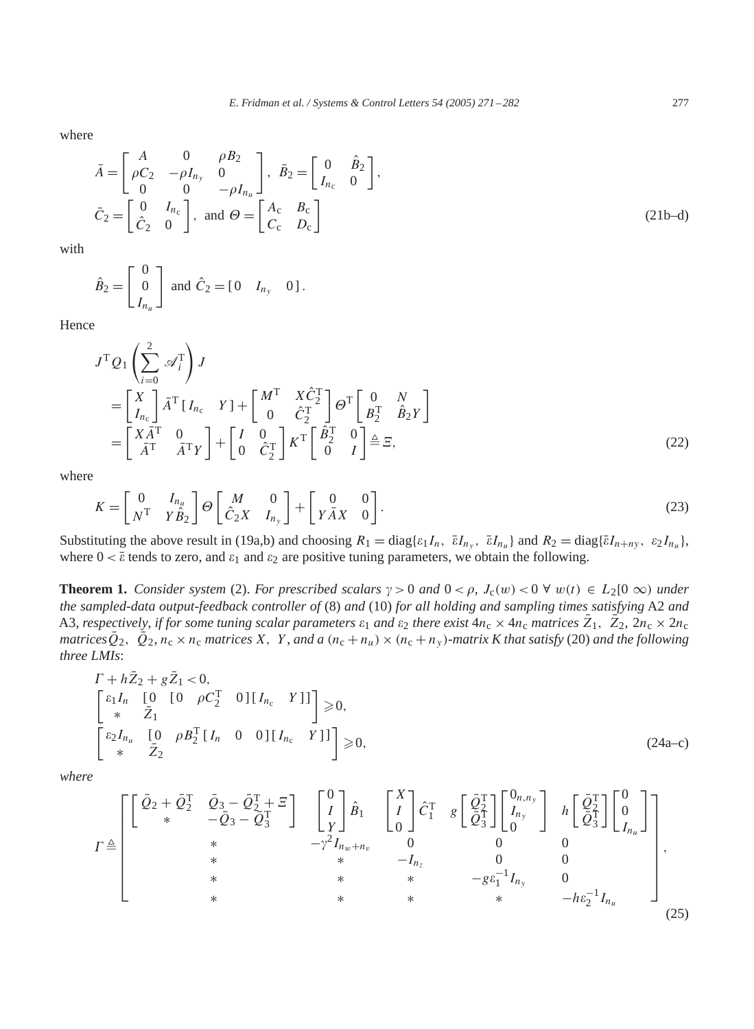where

$$
\bar{A} = \begin{bmatrix} A & 0 & \rho B_2 \\ \rho C_2 & -\rho I_{n_y} & 0 \\ 0 & 0 & -\rho I_{n_u} \end{bmatrix}, \quad \bar{B}_2 = \begin{bmatrix} 0 & \hat{B}_2 \\ I_{n_c} & 0 \end{bmatrix},
$$

$$
\bar{C}_2 = \begin{bmatrix} 0 & I_{n_c} \\ \hat{C}_2 & 0 \end{bmatrix}, \text{ and } \Theta = \begin{bmatrix} A_c & B_c \\ C_c & D_c \end{bmatrix} \tag{21b–d}
$$

with

$$
\hat{B}_2 = \begin{bmatrix} 0 \\ 0 \\ I_{n_u} \end{bmatrix} \text{ and } \hat{C}_2 = [\,0 \quad I_{n_y} \quad 0\,].
$$

Hence

$$
\begin{aligned}
& J^{\mathrm{T}} Q_1 \left( \sum_{i=0}^{2} \mathscr{A}_i^{\mathrm{T}} \right) J \\
&= \begin{bmatrix} X \\ I_{n_c} \end{bmatrix} \bar{A}^{\mathrm{T}} [\, I_{n_c} \quad Y \,] + \begin{bmatrix} M^{\mathrm{T}} & X\hat{C}_2^{\mathrm{T}} \\ 0 & \hat{C}_2^{\mathrm{T}} \end{bmatrix} \Theta^{\mathrm{T}} \begin{bmatrix} 0 & N \\ B_2^{\mathrm{T}} & \hat{B}_2 Y \end{bmatrix} \\
&= \begin{bmatrix} X\bar{A}^{\mathrm{T}} & 0 \\ \bar{A}^{\mathrm{T}} & \bar{A}^{\mathrm{T}} Y \end{bmatrix} + \begin{bmatrix} I & 0 \\ 0 & \hat{C}_2^{\mathrm{T}} \end{bmatrix} K^{\mathrm{T}} \begin{bmatrix} \hat{B}_2^{\mathrm{T}} & 0 \\ 0 & I \end{bmatrix} \triangleq \Xi,
\end{aligned} \tag{22}
$$

where

$$
K = \begin{bmatrix} 0 & I_{n_u} \\ N^{\mathrm{T}} & Y\hat{B}_2 \end{bmatrix} \Theta \begin{bmatrix} M & 0 \\ \hat{C}_2 X & I_{n_y} \end{bmatrix} + \begin{bmatrix} 0 & 0 \\ Y\bar{A}X & 0 \end{bmatrix}. \tag{23}
$$

Substituting the above result in (19a,b) and choosing $R_1 = \mathrm{diag}\{\varepsilon_1 I_n,\ \bar{\varepsilon} I_{n_y},\ \bar{\varepsilon} I_{n_u}\}$ and $R_2 = \mathrm{diag}\{\bar{\varepsilon} I_{n+ny},\ \varepsilon_2 I_{n_u}\}$, where $0 < \bar{\varepsilon}$ tends to zero, and $\varepsilon_1$ and $\varepsilon_2$ are positive tuning parameters, we obtain the following.

**Theorem 1.** *Consider system* (2). *For prescribed scalars $\gamma > 0$ and $0 < \rho$, $J_c(w) < 0\ \forall\ w(t) \in L_2[0\ \infty)$ under the sampled-data output-feedback controller of* (8) *and* (10) *for all holding and sampling times satisfying* A2 *and* A3, *respectively, if for some tuning scalar parameters $\varepsilon_1$ and $\varepsilon_2$ there exist $4n_c \times 4n_c$ matrices $\bar{Z}_1,\ \bar{Z}_2$, $2n_c \times 2n_c$ matrices $\bar{Q}_2,\ \bar{Q}_2$, $n_c \times n_c$ matrices $X,\ Y$, and a $(n_c + n_u) \times (n_c + n_y)$-matrix $K$ that satisfy* (20) *and the following three LMIs*:

$$
\begin{aligned}
& \Gamma + h\bar{Z}_2 + g\bar{Z}_1 < 0, \\
& \begin{bmatrix} \varepsilon_1 I_n & [0 \quad [0 \quad \rho C_2^{\mathrm{T}} \quad 0\,][\,I_{n_c} \quad Y\,]] \\ * & \bar{Z}_1 \end{bmatrix} \geqslant 0, \\
& \begin{bmatrix} \varepsilon_2 I_{n_u} & [0 \quad \rho B_2^{\mathrm{T}} [\,I_n \quad 0 \quad 0\,][\,I_{n_c} \quad Y\,]] \\ * & \bar{Z}_2 \end{bmatrix} \geqslant 0,
\end{aligned} \tag{24a–c}
$$

*where*

$$
\Gamma \triangleq \begin{bmatrix}
\begin{bmatrix} \bar{Q}_2 + \bar{Q}_2^{\mathrm{T}} & \bar{Q}_3 - \bar{Q}_2^{\mathrm{T}} + \Xi \\ * & -\bar{Q}_3 - \bar{Q}_3^{\mathrm{T}} \end{bmatrix} & \begin{bmatrix} 0 \\ I \\ Y \end{bmatrix} \hat{B}_1 & \begin{bmatrix} X \\ I \\ 0 \end{bmatrix} \hat{C}_1^{\mathrm{T}} & g \begin{bmatrix} \bar{Q}_2^{\mathrm{T}} \\ \bar{Q}_3^{\mathrm{T}} \end{bmatrix} \begin{bmatrix} 0_{n,n_y} \\ I_{n_y} \\ 0 \end{bmatrix} & h \begin{bmatrix} \bar{Q}_2^{\mathrm{T}} \\ \bar{Q}_3^{\mathrm{T}} \end{bmatrix} \begin{bmatrix} 0 \\ 0 \\ I_{n_u} \end{bmatrix} \\
* & -\gamma^2 I_{n_w + n_v} & 0 & 0 & 0 \\
* & * & -I_{n_z} & 0 & 0 \\
* & * & * & -g\varepsilon_1^{-1} I_{n_y} & 0 \\
* & * & * & * & -h\varepsilon_2^{-1} I_{n_u}
\end{bmatrix}, \tag{25}
$$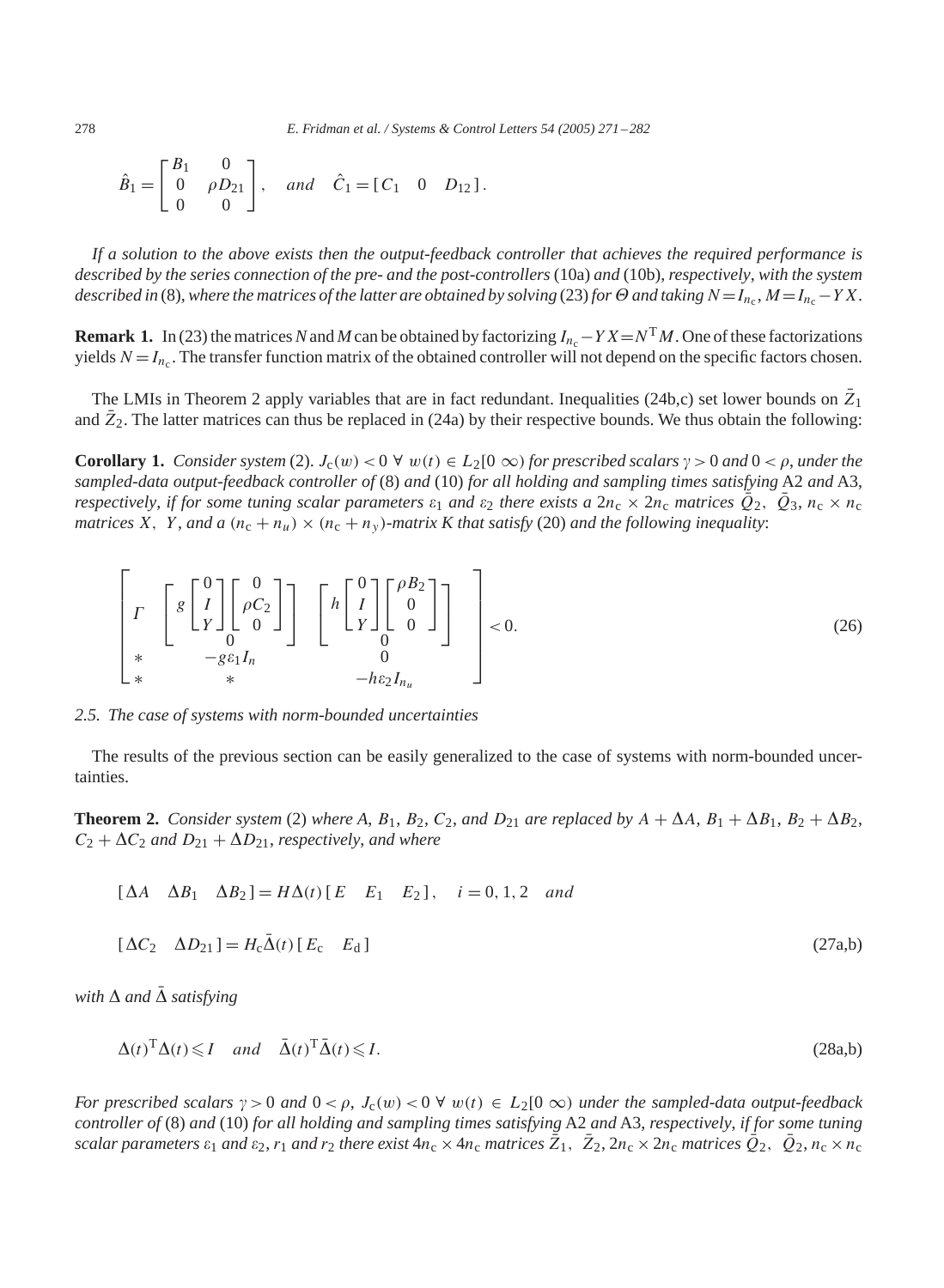$$\hat{B}_1 = \begin{bmatrix} B_1 & 0 \\ 0 & \rho D_{21} \\ 0 & 0 \end{bmatrix}, \quad and \quad \hat{C}_1 = [\,C_1 \quad 0 \quad D_{12}\,].$$

*If a solution to the above exists then the output-feedback controller that achieves the required performance is described by the series connection of the pre- and the post-controllers* (10a) *and* (10b), *respectively, with the system described in* (8), *where the matrices of the latter are obtained by solving* (23) *for* $\Theta$ *and taking* $N = I_{n_c}$, $M = I_{n_c} - YX$.

**Remark 1.** In (23) the matrices $N$ and $M$ can be obtained by factorizing $I_{n_c} - YX = N^{\mathrm{T}} M$. One of these factorizations yields $N = I_{n_c}$. The transfer function matrix of the obtained controller will not depend on the specific factors chosen.

The LMIs in Theorem 2 apply variables that are in fact redundant. Inequalities (24b,c) set lower bounds on $\bar{Z}_1$ and $\bar{Z}_2$. The latter matrices can thus be replaced in (24a) by their respective bounds. We thus obtain the following:

**Corollary 1.** *Consider system* (2). $J_c(w) < 0\ \forall\ w(t) \in L_2[0\ \infty)$ *for prescribed scalars* $\gamma > 0$ *and* $0 < \rho$, *under the sampled-data output-feedback controller of* (8) *and* (10) *for all holding and sampling times satisfying* A2 *and* A3, *respectively, if for some tuning scalar parameters* $\varepsilon_1$ *and* $\varepsilon_2$ *there exists a* $2n_c \times 2n_c$ *matrices* $\bar{Q}_2$, $\bar{Q}_3$, $n_c \times n_c$ *matrices* $X$, $Y$, *and a* $(n_c + n_u) \times (n_c + n_y)$*-matrix* $K$ *that satisfy* (20) *and the following inequality*:

$$\begin{bmatrix} \Gamma & \begin{bmatrix} g \begin{bmatrix} 0 \\ I \\ Y \end{bmatrix} \begin{bmatrix} 0 \\ \rho C_2 \\ 0 \end{bmatrix} \\ 0 \end{bmatrix} & \begin{bmatrix} h \begin{bmatrix} 0 \\ I \\ Y \end{bmatrix} \begin{bmatrix} \rho B_2 \\ 0 \\ 0 \end{bmatrix} \\ 0 \end{bmatrix} \\ * & -g\varepsilon_1 I_n & 0 \\ * & * & -h\varepsilon_2 I_{n_u} \end{bmatrix} < 0. \tag{26}$$

### 2.5. The case of systems with norm-bounded uncertainties

The results of the previous section can be easily generalized to the case of systems with norm-bounded uncertainties.

**Theorem 2.** *Consider system* (2) *where* $A$, $B_1$, $B_2$, $C_2$, *and* $D_{21}$ *are replaced by* $A + \Delta A$, $B_1 + \Delta B_1$, $B_2 + \Delta B_2$, $C_2 + \Delta C_2$ *and* $D_{21} + \Delta D_{21}$, *respectively, and where*

$$[\,\Delta A \quad \Delta B_1 \quad \Delta B_2\,] = H\Delta(t)\,[\,E \quad E_1 \quad E_2\,], \quad i = 0, 1, 2 \quad and$$

$$[\,\Delta C_2 \quad \Delta D_{21}\,] = H_c \bar{\Delta}(t)\,[\,E_c \quad E_d\,] \tag{27a,b}$$

*with* $\Delta$ *and* $\bar{\Delta}$ *satisfying*

$$\Delta(t)^{\mathrm{T}} \Delta(t) \leqslant I \quad and \quad \bar{\Delta}(t)^{\mathrm{T}} \bar{\Delta}(t) \leqslant I. \tag{28a,b}$$

*For prescribed scalars* $\gamma > 0$ *and* $0 < \rho$, $J_c(w) < 0\ \forall\ w(t) \in L_2[0\ \infty)$ *under the sampled-data output-feedback controller of* (8) *and* (10) *for all holding and sampling times satisfying* A2 *and* A3, *respectively, if for some tuning scalar parameters* $\varepsilon_1$ *and* $\varepsilon_2$, $r_1$ *and* $r_2$ *there exist* $4n_c \times 4n_c$ *matrices* $\bar{Z}_1$, $\bar{Z}_2$, $2n_c \times 2n_c$ *matrices* $\bar{Q}_2$, $\bar{Q}_2$, $n_c \times n_c$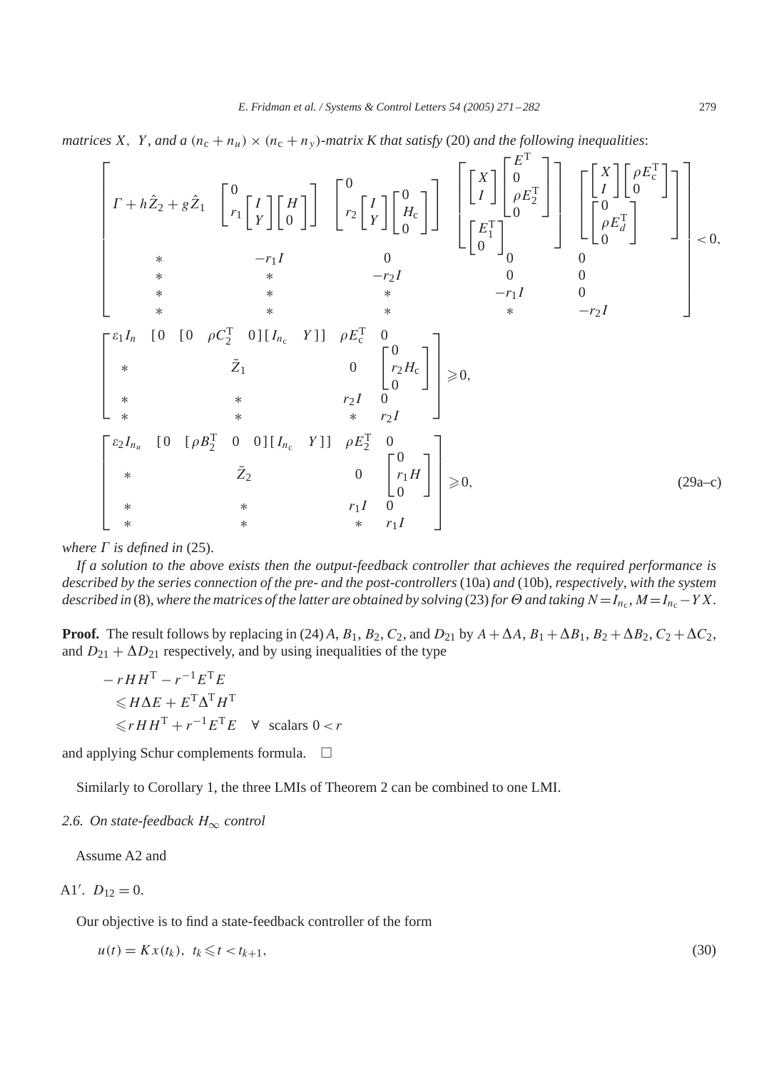*matrices $X$, $Y$, and a $(n_c + n_u) \times (n_c + n_y)$-matrix $K$ that satisfy* (20) *and the following inequalities*:

$$
\begin{bmatrix}
\Gamma + h\hat{Z}_2 + g\hat{Z}_1 & \begin{bmatrix} 0 \\ r_1 \begin{bmatrix} I \\ Y \end{bmatrix} \begin{bmatrix} H \\ 0 \end{bmatrix} \end{bmatrix} & \begin{bmatrix} 0 \\ r_2 \begin{bmatrix} I \\ Y \end{bmatrix} \begin{bmatrix} 0 \\ H_c \\ 0 \end{bmatrix} \end{bmatrix} & \begin{bmatrix} \begin{bmatrix} X \\ I \end{bmatrix} \begin{bmatrix} E^{\mathrm{T}} \\ 0 \\ \rho E_2^{\mathrm{T}} \\ 0 \end{bmatrix} \\ \begin{bmatrix} E_1^{\mathrm{T}} \\ 0 \end{bmatrix} \end{bmatrix} & \begin{bmatrix} \begin{bmatrix} X \\ I \end{bmatrix} \begin{bmatrix} \rho E_c^{\mathrm{T}} \\ 0 \end{bmatrix} \\ \begin{bmatrix} 0 \\ \rho E_d^{\mathrm{T}} \\ 0 \end{bmatrix} \end{bmatrix} \\
* & -r_1 I & 0 & 0 & 0 \\
* & * & -r_2 I & 0 & 0 \\
* & * & * & -r_1 I & 0 \\
* & * & * & * & -r_2 I
\end{bmatrix} < 0,
$$

$$
\begin{bmatrix}
\varepsilon_1 I_n & [0 \quad [0 \quad \rho C_2^{\mathrm{T}} \quad 0][I_{n_c} \quad Y]] & \rho E_c^{\mathrm{T}} & 0 \\
* & \bar{Z}_1 & 0 & \begin{bmatrix} 0 \\ r_2 H_c \\ 0 \end{bmatrix} \\
* & * & r_2 I & 0 \\
* & * & * & r_2 I
\end{bmatrix} \geqslant 0,
$$

$$
\begin{bmatrix}
\varepsilon_2 I_{n_u} & [0 \quad [\rho B_2^{\mathrm{T}} \quad 0 \quad 0][I_{n_c} \quad Y]] & \rho E_2^{\mathrm{T}} & 0 \\
* & \bar{Z}_2 & 0 & \begin{bmatrix} 0 \\ r_1 H \\ 0 \end{bmatrix} \\
* & * & r_1 I & 0 \\
* & * & * & r_1 I
\end{bmatrix} \geqslant 0, \tag{29a–c}
$$

*where $\Gamma$ is defined in* (25).

*If a solution to the above exists then the output-feedback controller that achieves the required performance is described by the series connection of the pre- and the post-controllers* (10a) *and* (10b), *respectively*, *with the system described in* (8), *where the matrices of the latter are obtained by solving* (23) *for $\Theta$ and taking $N = I_{n_c}$, $M = I_{n_c} - YX$.*

**Proof.** The result follows by replacing in (24) $A$, $B_1$, $B_2$, $C_2$, and $D_{21}$ by $A + \Delta A$, $B_1 + \Delta B_1$, $B_2 + \Delta B_2$, $C_2 + \Delta C_2$, and $D_{21} + \Delta D_{21}$ respectively, and by using inequalities of the type

$$
\begin{aligned}
& -rHH^{\mathrm{T}} - r^{-1}E^{\mathrm{T}}E \\
& \leqslant H\Delta E + E^{\mathrm{T}}\Delta^{\mathrm{T}}H^{\mathrm{T}} \\
& \leqslant rHH^{\mathrm{T}} + r^{-1}E^{\mathrm{T}}E \quad \forall \text{ scalars } 0 < r
\end{aligned}
$$

and applying Schur complements formula. □

Similarly to Corollary 1, the three LMIs of Theorem 2 can be combined to one LMI.

### 2.6. On state-feedback $H_\infty$ control

Assume A2 and

A1′. $D_{12} = 0$.

Our objective is to find a state-feedback controller of the form

$$
u(t) = Kx(t_k), \quad t_k \leqslant t < t_{k+1}, \tag{30}
$$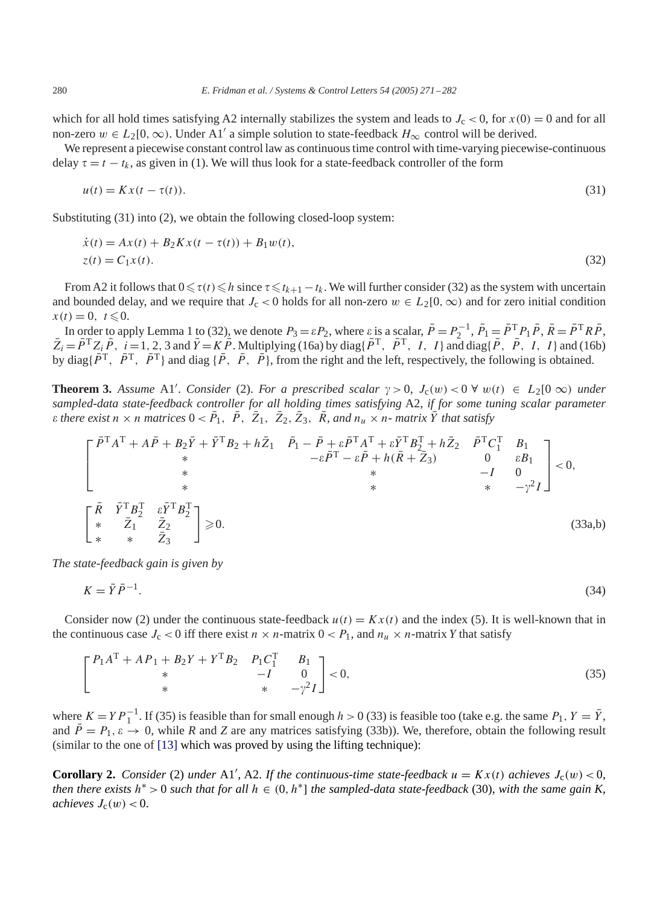which for all hold times satisfying A2 internally stabilizes the system and leads to $J_c < 0$, for $x(0) = 0$ and for all non-zero $w \in L_2[0, \infty)$. Under A1$'$ a simple solution to state-feedback $H_\infty$ control will be derived.

We represent a piecewise constant control law as continuous time control with time-varying piecewise-continuous delay $\tau = t - t_k$, as given in (1). We will thus look for a state-feedback controller of the form

$$u(t) = Kx(t - \tau(t)). \tag{31}$$

Substituting (31) into (2), we obtain the following closed-loop system:

$$\begin{aligned} \dot{x}(t) &= Ax(t) + B_2 K x(t - \tau(t)) + B_1 w(t), \\ z(t) &= C_1 x(t). \end{aligned} \tag{32}$$

From A2 it follows that $0 \leqslant \tau(t) \leqslant h$ since $\tau \leqslant t_{k+1} - t_k$. We will further consider (32) as the system with uncertain and bounded delay, and we require that $J_c < 0$ holds for all non-zero $w \in L_2[0, \infty)$ and for zero initial condition $x(t) = 0, \ t \leqslant 0$.

In order to apply Lemma 1 to (32), we denote $P_3 = \varepsilon P_2$, where $\varepsilon$ is a scalar, $\bar{P} = P_2^{-1}$, $\bar{P}_1 = \bar{P}^{\mathrm{T}} P_1 \bar{P}$, $\bar{R} = \bar{P}^{\mathrm{T}} R \bar{P}$, $\bar{Z}_i = \bar{P}^{\mathrm{T}} Z_i \bar{P}, \ i = 1, 2, 3$ and $\bar{Y} = K\bar{P}$. Multiplying (16a) by diag$\{\bar{P}^{\mathrm{T}}, \ \bar{P}^{\mathrm{T}}, \ I, \ I\}$ and diag$\{\bar{P}, \ \bar{P}, \ I, \ I\}$ and (16b) by diag$\{\bar{P}^{\mathrm{T}}, \ \bar{P}^{\mathrm{T}}, \ \bar{P}^{\mathrm{T}}\}$ and diag $\{\bar{P}, \ \bar{P}, \ \bar{P}\}$, from the right and the left, respectively, the following is obtained.

**Theorem 3.** *Assume* A1$'$. *Consider* (2). *For a prescribed scalar* $\gamma > 0$, $J_c(w) < 0 \ \forall \ w(t) \in L_2[0 \ \infty)$ *under sampled-data state-feedback controller for all holding times satisfying* A2, *if for some tuning scalar parameter* $\varepsilon$ *there exist* $n \times n$ *matrices* $0 < \bar{P}_1, \ \bar{P}, \ \bar{Z}_1, \ \bar{Z}_2, \bar{Z}_3, \ \bar{R}$, *and* $n_u \times n$*- matrix* $\bar{Y}$ *that satisfy*

$$\begin{bmatrix} \bar{P}^{\mathrm{T}} A^{\mathrm{T}} + A\bar{P} + B_2 \bar{Y} + \bar{Y}^{\mathrm{T}} B_2 + h\bar{Z}_1 & \bar{P}_1 - \bar{P} + \varepsilon \bar{P}^{\mathrm{T}} A^{\mathrm{T}} + \varepsilon \bar{Y}^{\mathrm{T}} B_2^{\mathrm{T}} + h\bar{Z}_2 & \bar{P}^{\mathrm{T}} C_1^{\mathrm{T}} & B_1 \\ * & -\varepsilon \bar{P}^{\mathrm{T}} - \varepsilon \bar{P} + h(\bar{R} + \bar{Z}_3) & 0 & \varepsilon B_1 \\ * & * & -I & 0 \\ * & * & * & -\gamma^2 I \end{bmatrix} < 0,$$

$$\begin{bmatrix} \bar{R} & \bar{Y}^{\mathrm{T}} B_2^{\mathrm{T}} & \varepsilon \bar{Y}^{\mathrm{T}} B_2^{\mathrm{T}} \\ * & \bar{Z}_1 & \bar{Z}_2 \\ * & * & \bar{Z}_3 \end{bmatrix} \geqslant 0. \tag{33a,b}$$

*The state-feedback gain is given by*

$$K = \bar{Y}\bar{P}^{-1}. \tag{34}$$

Consider now (2) under the continuous state-feedback $u(t) = Kx(t)$ and the index (5). It is well-known that in the continuous case $J_c < 0$ iff there exist $n \times n$-matrix $0 < P_1$, and $n_u \times n$-matrix $Y$ that satisfy

$$\begin{bmatrix} P_1 A^{\mathrm{T}} + AP_1 + B_2 Y + Y^{\mathrm{T}} B_2 & P_1 C_1^{\mathrm{T}} & B_1 \\ * & -I & 0 \\ * & * & -\gamma^2 I \end{bmatrix} < 0, \tag{35}$$

where $K = YP_1^{-1}$. If (35) is feasible than for small enough $h > 0$ (33) is feasible too (take e.g. the same $P_1$, $Y = \bar{Y}$, and $\bar{P} = P_1$, $\varepsilon \to 0$, while $R$ and $Z$ are any matrices satisfying (33b)). We, therefore, obtain the following result (similar to the one of [13] which was proved by using the lifting technique):

**Corollary 2.** *Consider* (2) *under* A1$'$, A2. *If the continuous-time state-feedback* $u = Kx(t)$ *achieves* $J_c(w) < 0$, *then there exists* $h^* > 0$ *such that for all* $h \in (0, h^*]$ *the sampled-data state-feedback* (30), *with the same gain* $K$, *achieves* $J_c(w) < 0$.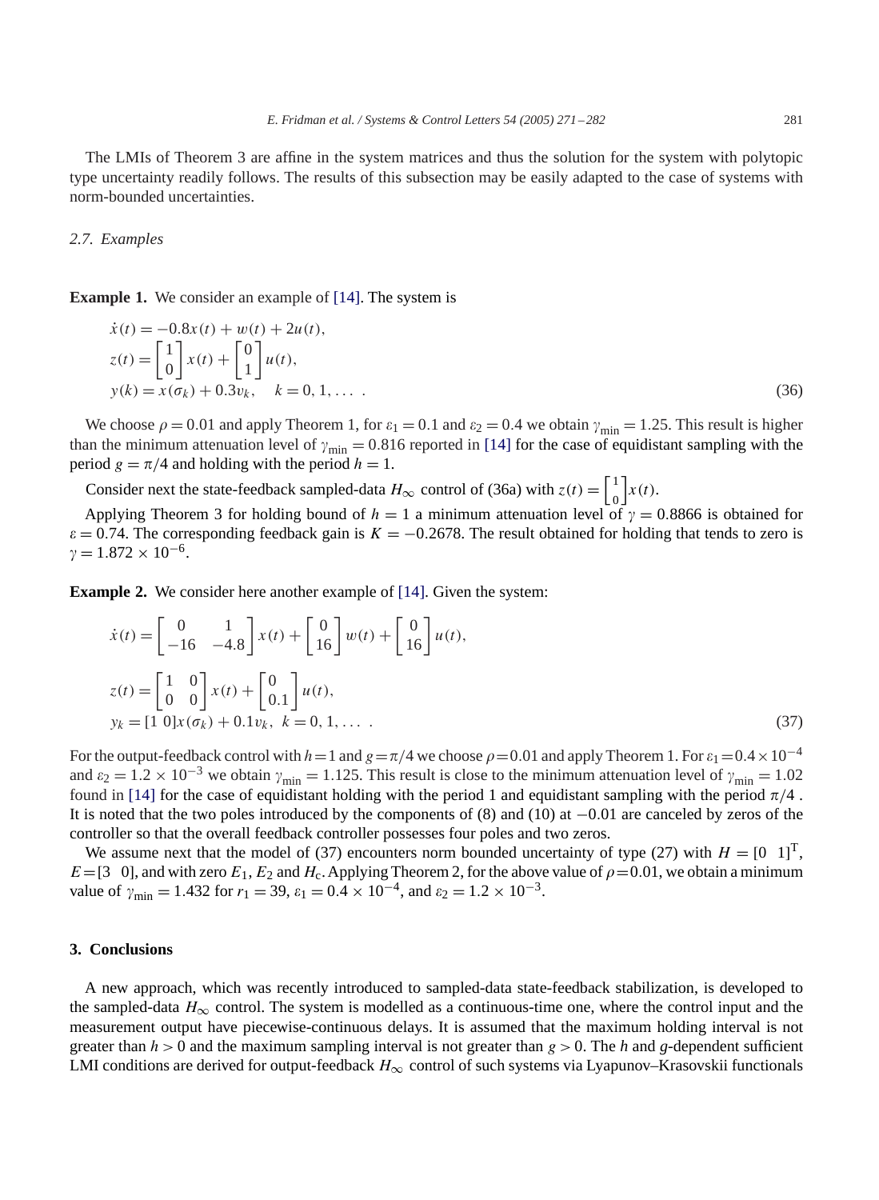The LMIs of Theorem 3 are affine in the system matrices and thus the solution for the system with polytopic type uncertainty readily follows. The results of this subsection may be easily adapted to the case of systems with norm-bounded uncertainties.

### 2.7. Examples

**Example 1.** We consider an example of [14]. The system is

$$
\begin{aligned}
&\dot{x}(t) = -0.8x(t) + w(t) + 2u(t),\\
&z(t) = \begin{bmatrix} 1 \\ 0 \end{bmatrix} x(t) + \begin{bmatrix} 0 \\ 1 \end{bmatrix} u(t),\\
&y(k) = x(\sigma_k) + 0.3v_k, \quad k = 0, 1, \dots .
\end{aligned}
\tag{36}
$$

We choose $\rho = 0.01$ and apply Theorem 1, for $\varepsilon_1 = 0.1$ and $\varepsilon_2 = 0.4$ we obtain $\gamma_{\min} = 1.25$. This result is higher than the minimum attenuation level of $\gamma_{\min} = 0.816$ reported in [14] for the case of equidistant sampling with the period $g = \pi/4$ and holding with the period $h = 1$.

Consider next the state-feedback sampled-data $H_\infty$ control of (36a) with $z(t) = \begin{bmatrix} 1 \\ 0 \end{bmatrix} x(t)$.

Applying Theorem 3 for holding bound of $h = 1$ a minimum attenuation level of $\gamma = 0.8866$ is obtained for $\varepsilon = 0.74$. The corresponding feedback gain is $K = -0.2678$. The result obtained for holding that tends to zero is $\gamma = 1.872 \times 10^{-6}$.

**Example 2.** We consider here another example of [14]. Given the system:

$$
\begin{aligned}
&\dot{x}(t) = \begin{bmatrix} 0 & 1 \\ -16 & -4.8 \end{bmatrix} x(t) + \begin{bmatrix} 0 \\ 16 \end{bmatrix} w(t) + \begin{bmatrix} 0 \\ 16 \end{bmatrix} u(t),\\
&z(t) = \begin{bmatrix} 1 & 0 \\ 0 & 0 \end{bmatrix} x(t) + \begin{bmatrix} 0 \\ 0.1 \end{bmatrix} u(t),\\
&y_k = [1\ 0]x(\sigma_k) + 0.1v_k, \ k = 0, 1, \dots .
\end{aligned}
\tag{37}
$$

For the output-feedback control with $h=1$ and $g=\pi/4$ we choose $\rho=0.01$ and apply Theorem 1. For $\varepsilon_1 = 0.4 \times 10^{-4}$ and $\varepsilon_2 = 1.2 \times 10^{-3}$ we obtain $\gamma_{\min} = 1.125$. This result is close to the minimum attenuation level of $\gamma_{\min} = 1.02$ found in [14] for the case of equidistant holding with the period 1 and equidistant sampling with the period $\pi/4$ . It is noted that the two poles introduced by the components of (8) and (10) at $-0.01$ are canceled by zeros of the controller so that the overall feedback controller possesses four poles and two zeros.

We assume next that the model of (37) encounters norm bounded uncertainty of type (27) with $H = [0 \ \ 1]^{\mathrm{T}}$, $E = [3 \ \ 0]$, and with zero $E_1$, $E_2$ and $H_{\mathrm{c}}$. Applying Theorem 2, for the above value of $\rho = 0.01$, we obtain a minimum value of $\gamma_{\min} = 1.432$ for $r_1 = 39$, $\varepsilon_1 = 0.4 \times 10^{-4}$, and $\varepsilon_2 = 1.2 \times 10^{-3}$.

## 3. Conclusions

A new approach, which was recently introduced to sampled-data state-feedback stabilization, is developed to the sampled-data $H_\infty$ control. The system is modelled as a continuous-time one, where the control input and the measurement output have piecewise-continuous delays. It is assumed that the maximum holding interval is not greater than $h > 0$ and the maximum sampling interval is not greater than $g > 0$. The $h$ and $g$-dependent sufficient LMI conditions are derived for output-feedback $H_\infty$ control of such systems via Lyapunov–Krasovskii functionals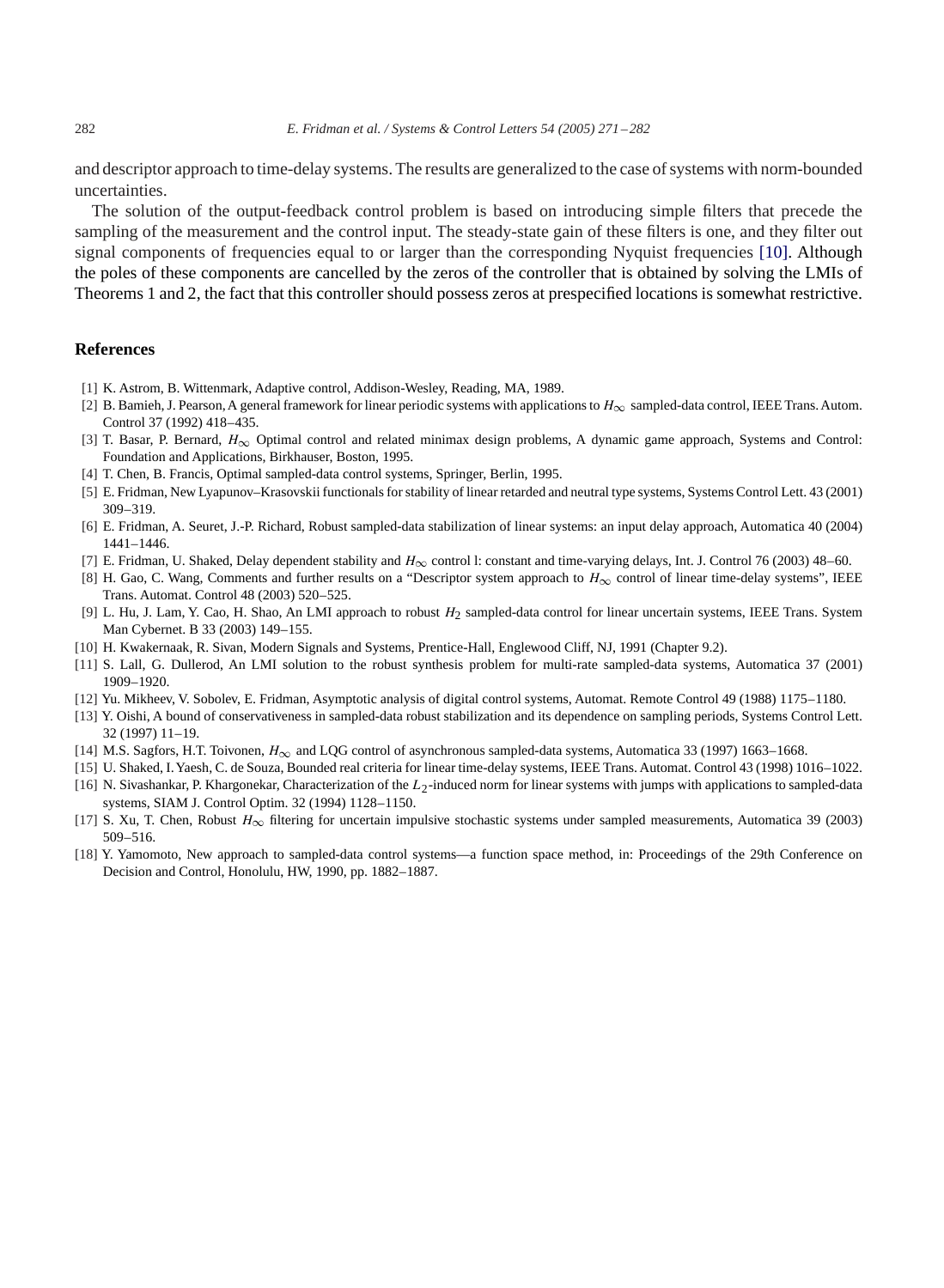and descriptor approach to time-delay systems. The results are generalized to the case of systems with norm-bounded uncertainties.

The solution of the output-feedback control problem is based on introducing simple filters that precede the sampling of the measurement and the control input. The steady-state gain of these filters is one, and they filter out signal components of frequencies equal to or larger than the corresponding Nyquist frequencies [10]. Although the poles of these components are cancelled by the zeros of the controller that is obtained by solving the LMIs of Theorems 1 and 2, the fact that this controller should possess zeros at prespecified locations is somewhat restrictive.

## References

[1] K. Astrom, B. Wittenmark, Adaptive control, Addison-Wesley, Reading, MA, 1989.

[2] B. Bamieh, J. Pearson, A general framework for linear periodic systems with applications to $H_\infty$ sampled-data control, IEEE Trans. Autom. Control 37 (1992) 418–435.

[3] T. Basar, P. Bernard, $H_\infty$ Optimal control and related minimax design problems, A dynamic game approach, Systems and Control: Foundation and Applications, Birkhauser, Boston, 1995.

[4] T. Chen, B. Francis, Optimal sampled-data control systems, Springer, Berlin, 1995.

[5] E. Fridman, New Lyapunov–Krasovskii functionals for stability of linear retarded and neutral type systems, Systems Control Lett. 43 (2001) 309–319.

[6] E. Fridman, A. Seuret, J.-P. Richard, Robust sampled-data stabilization of linear systems: an input delay approach, Automatica 40 (2004) 1441–1446.

[7] E. Fridman, U. Shaked, Delay dependent stability and $H_\infty$ control l: constant and time-varying delays, Int. J. Control 76 (2003) 48–60.

[8] H. Gao, C. Wang, Comments and further results on a "Descriptor system approach to $H_\infty$ control of linear time-delay systems", IEEE Trans. Automat. Control 48 (2003) 520–525.

[9] L. Hu, J. Lam, Y. Cao, H. Shao, An LMI approach to robust $H_2$ sampled-data control for linear uncertain systems, IEEE Trans. System Man Cybernet. B 33 (2003) 149–155.

[10] H. Kwakernaak, R. Sivan, Modern Signals and Systems, Prentice-Hall, Englewood Cliff, NJ, 1991 (Chapter 9.2).

[11] S. Lall, G. Dullerod, An LMI solution to the robust synthesis problem for multi-rate sampled-data systems, Automatica 37 (2001) 1909–1920.

[12] Yu. Mikheev, V. Sobolev, E. Fridman, Asymptotic analysis of digital control systems, Automat. Remote Control 49 (1988) 1175–1180.

[13] Y. Oishi, A bound of conservativeness in sampled-data robust stabilization and its dependence on sampling periods, Systems Control Lett. 32 (1997) 11–19.

[14] M.S. Sagfors, H.T. Toivonen, $H_\infty$ and LQG control of asynchronous sampled-data systems, Automatica 33 (1997) 1663–1668.

[15] U. Shaked, I. Yaesh, C. de Souza, Bounded real criteria for linear time-delay systems, IEEE Trans. Automat. Control 43 (1998) 1016–1022.

[16] N. Sivashankar, P. Khargonekar, Characterization of the $L_2$-induced norm for linear systems with jumps with applications to sampled-data systems, SIAM J. Control Optim. 32 (1994) 1128–1150.

[17] S. Xu, T. Chen, Robust $H_\infty$ filtering for uncertain impulsive stochastic systems under sampled measurements, Automatica 39 (2003) 509–516.

[18] Y. Yamomoto, New approach to sampled-data control systems—a function space method, in: Proceedings of the 29th Conference on Decision and Control, Honolulu, HW, 1990, pp. 1882–1887.